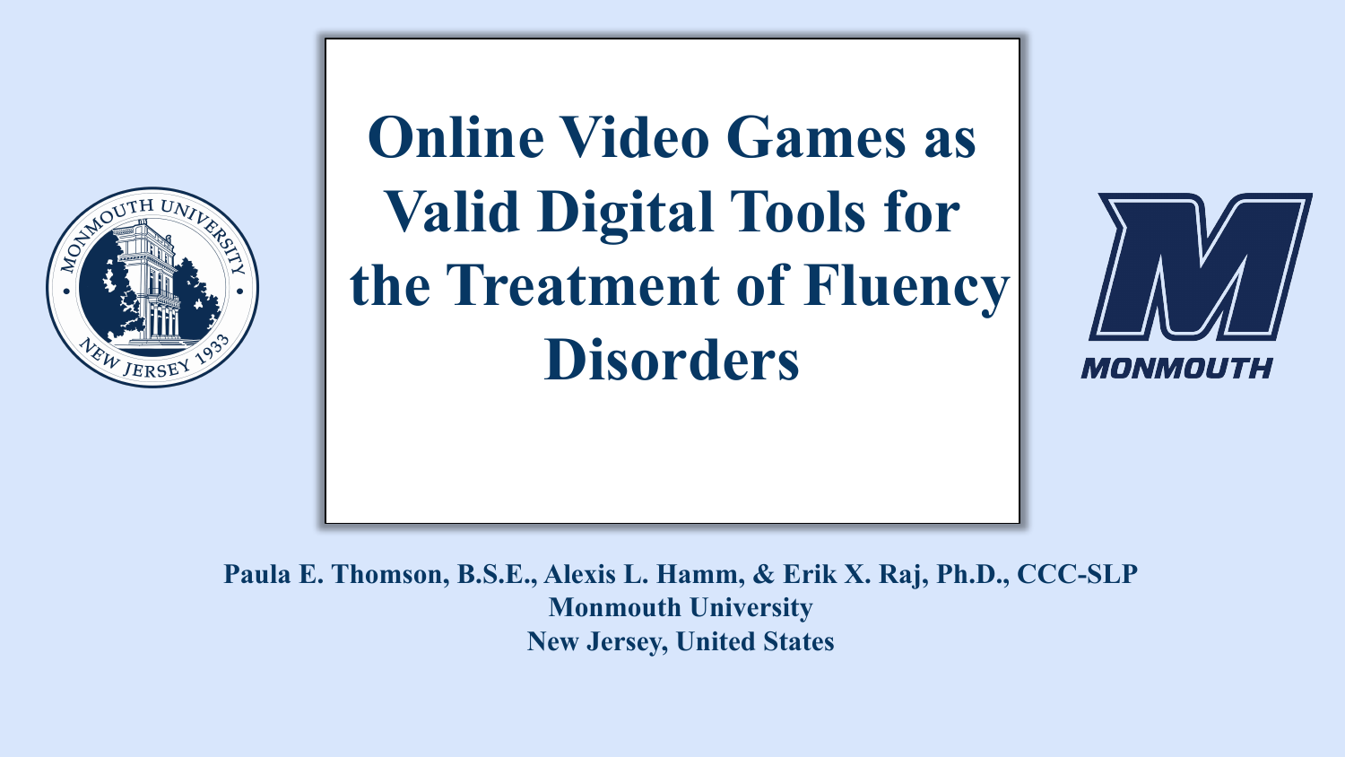# Online Video Games as Valid Digital Tools for the Treatment of Fluency Disorders

**Paula E. Thomson, B.S.E., Alexis L. Hamm, & Erik X. Raj, Ph.D., CCC-SLP**
**Monmouth University**
**New Jersey, United States**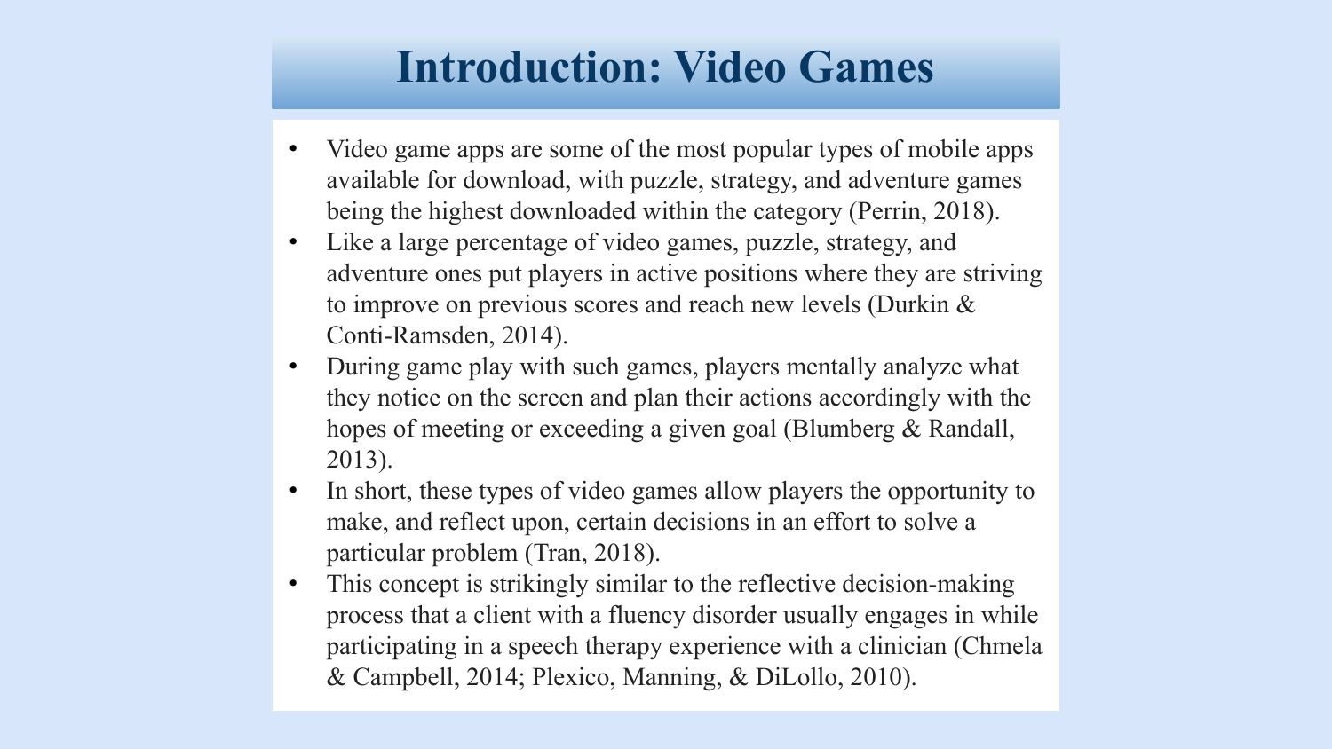# Introduction: Video Games

- Video game apps are some of the most popular types of mobile apps available for download, with puzzle, strategy, and adventure games being the highest downloaded within the category (Perrin, 2018).
- Like a large percentage of video games, puzzle, strategy, and adventure ones put players in active positions where they are striving to improve on previous scores and reach new levels (Durkin & Conti-Ramsden, 2014).
- During game play with such games, players mentally analyze what they notice on the screen and plan their actions accordingly with the hopes of meeting or exceeding a given goal (Blumberg & Randall, 2013).
- In short, these types of video games allow players the opportunity to make, and reflect upon, certain decisions in an effort to solve a particular problem (Tran, 2018).
- This concept is strikingly similar to the reflective decision-making process that a client with a fluency disorder usually engages in while participating in a speech therapy experience with a clinician (Chmela & Campbell, 2014; Plexico, Manning, & DiLollo, 2010).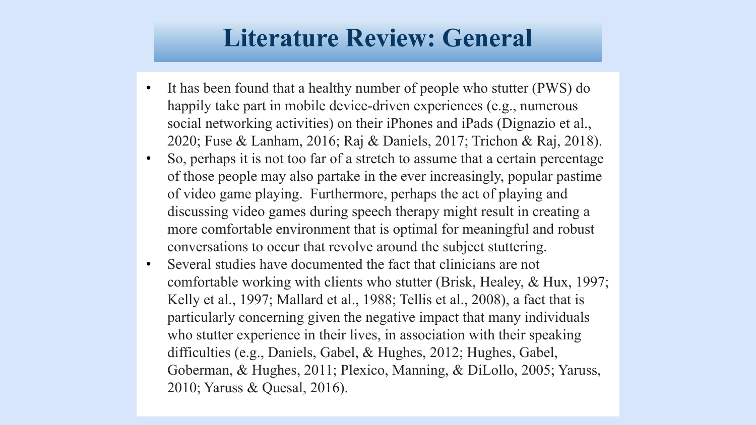# Literature Review: General

- It has been found that a healthy number of people who stutter (PWS) do happily take part in mobile device-driven experiences (e.g., numerous social networking activities) on their iPhones and iPads (Dignazio et al., 2020; Fuse & Lanham, 2016; Raj & Daniels, 2017; Trichon & Raj, 2018).
- So, perhaps it is not too far of a stretch to assume that a certain percentage of those people may also partake in the ever increasingly, popular pastime of video game playing. Furthermore, perhaps the act of playing and discussing video games during speech therapy might result in creating a more comfortable environment that is optimal for meaningful and robust conversations to occur that revolve around the subject stuttering.
- Several studies have documented the fact that clinicians are not comfortable working with clients who stutter (Brisk, Healey, & Hux, 1997; Kelly et al., 1997; Mallard et al., 1988; Tellis et al., 2008), a fact that is particularly concerning given the negative impact that many individuals who stutter experience in their lives, in association with their speaking difficulties (e.g., Daniels, Gabel, & Hughes, 2012; Hughes, Gabel, Goberman, & Hughes, 2011; Plexico, Manning, & DiLollo, 2005; Yaruss, 2010; Yaruss & Quesal, 2016).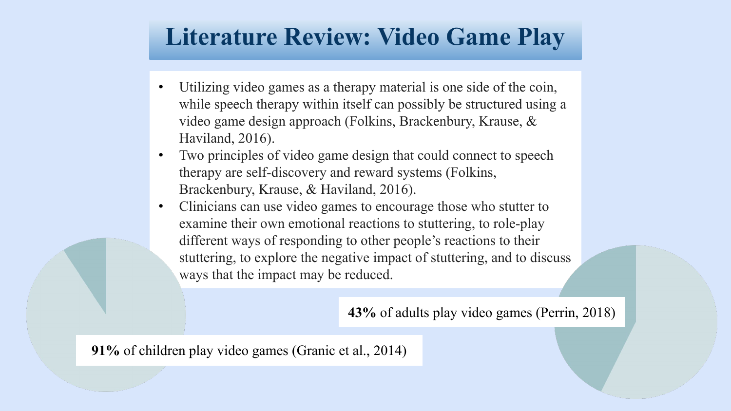# Literature Review: Video Game Play

- Utilizing video games as a therapy material is one side of the coin, while speech therapy within itself can possibly be structured using a video game design approach (Folkins, Brackenbury, Krause, & Haviland, 2016).
- Two principles of video game design that could connect to speech therapy are self-discovery and reward systems (Folkins, Brackenbury, Krause, & Haviland, 2016).
- Clinicians can use video games to encourage those who stutter to examine their own emotional reactions to stuttering, to role-play different ways of responding to other people's reactions to their stuttering, to explore the negative impact of stuttering, and to discuss ways that the impact may be reduced.

**43%** of adults play video games (Perrin, 2018)

**91%** of children play video games (Granic et al., 2014)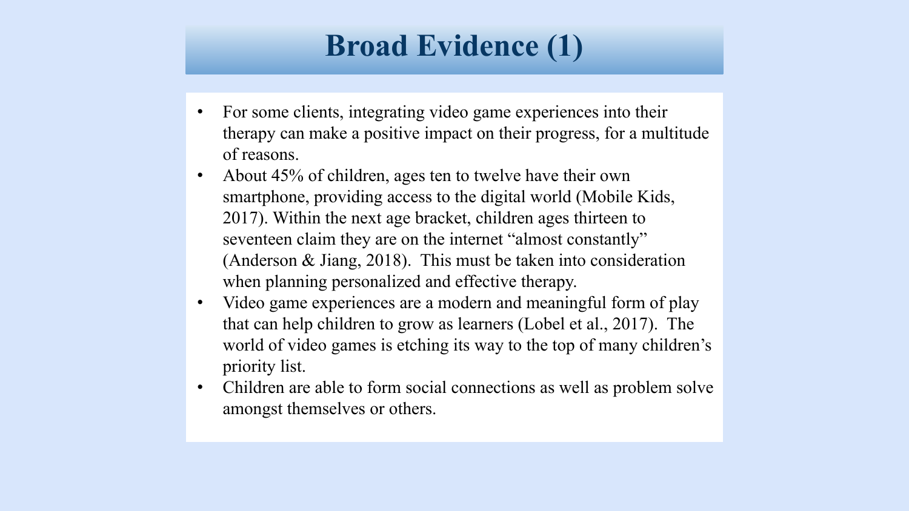# Broad Evidence (1)

- For some clients, integrating video game experiences into their therapy can make a positive impact on their progress, for a multitude of reasons.
- About 45% of children, ages ten to twelve have their own smartphone, providing access to the digital world (Mobile Kids, 2017). Within the next age bracket, children ages thirteen to seventeen claim they are on the internet "almost constantly" (Anderson & Jiang, 2018). This must be taken into consideration when planning personalized and effective therapy.
- Video game experiences are a modern and meaningful form of play that can help children to grow as learners (Lobel et al., 2017). The world of video games is etching its way to the top of many children's priority list.
- Children are able to form social connections as well as problem solve amongst themselves or others.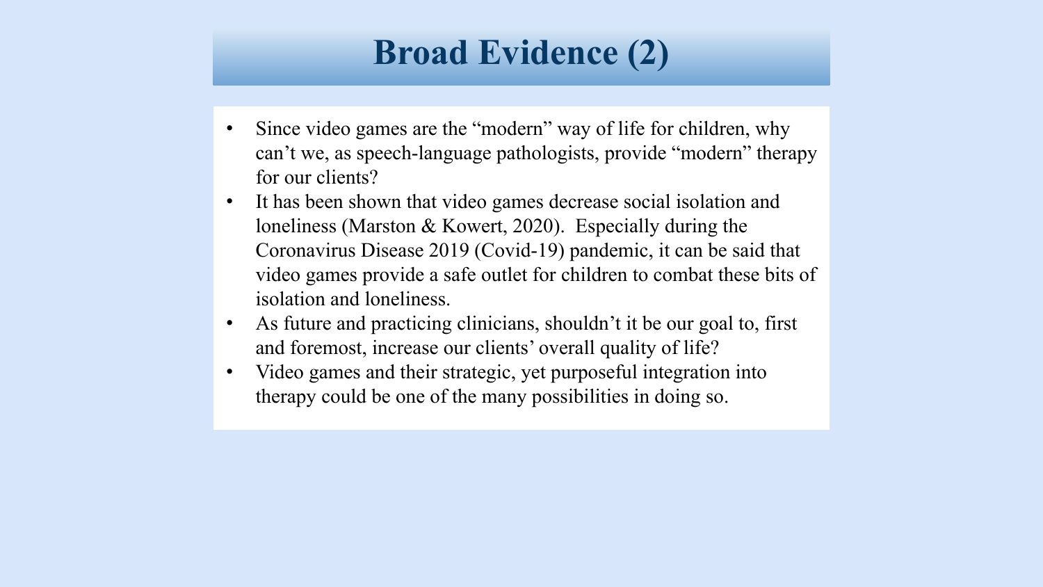# Broad Evidence (2)

- Since video games are the “modern” way of life for children, why can’t we, as speech-language pathologists, provide “modern” therapy for our clients?
- It has been shown that video games decrease social isolation and loneliness (Marston & Kowert, 2020). Especially during the Coronavirus Disease 2019 (Covid-19) pandemic, it can be said that video games provide a safe outlet for children to combat these bits of isolation and loneliness.
- As future and practicing clinicians, shouldn’t it be our goal to, first and foremost, increase our clients’ overall quality of life?
- Video games and their strategic, yet purposeful integration into therapy could be one of the many possibilities in doing so.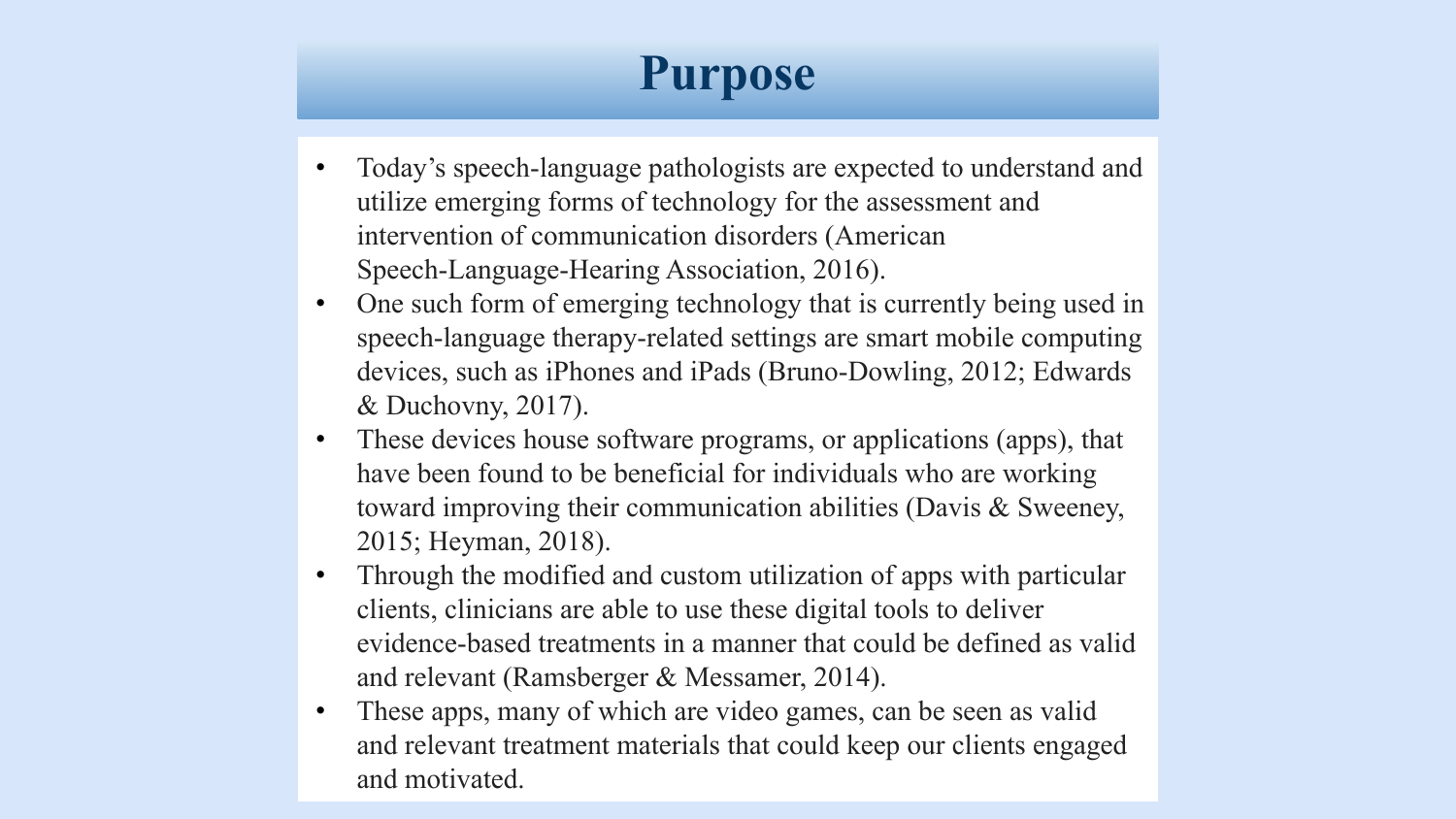# Purpose

- Today's speech-language pathologists are expected to understand and utilize emerging forms of technology for the assessment and intervention of communication disorders (American Speech-Language-Hearing Association, 2016).
- One such form of emerging technology that is currently being used in speech-language therapy-related settings are smart mobile computing devices, such as iPhones and iPads (Bruno-Dowling, 2012; Edwards & Duchovny, 2017).
- These devices house software programs, or applications (apps), that have been found to be beneficial for individuals who are working toward improving their communication abilities (Davis & Sweeney, 2015; Heyman, 2018).
- Through the modified and custom utilization of apps with particular clients, clinicians are able to use these digital tools to deliver evidence-based treatments in a manner that could be defined as valid and relevant (Ramsberger & Messamer, 2014).
- These apps, many of which are video games, can be seen as valid and relevant treatment materials that could keep our clients engaged and motivated.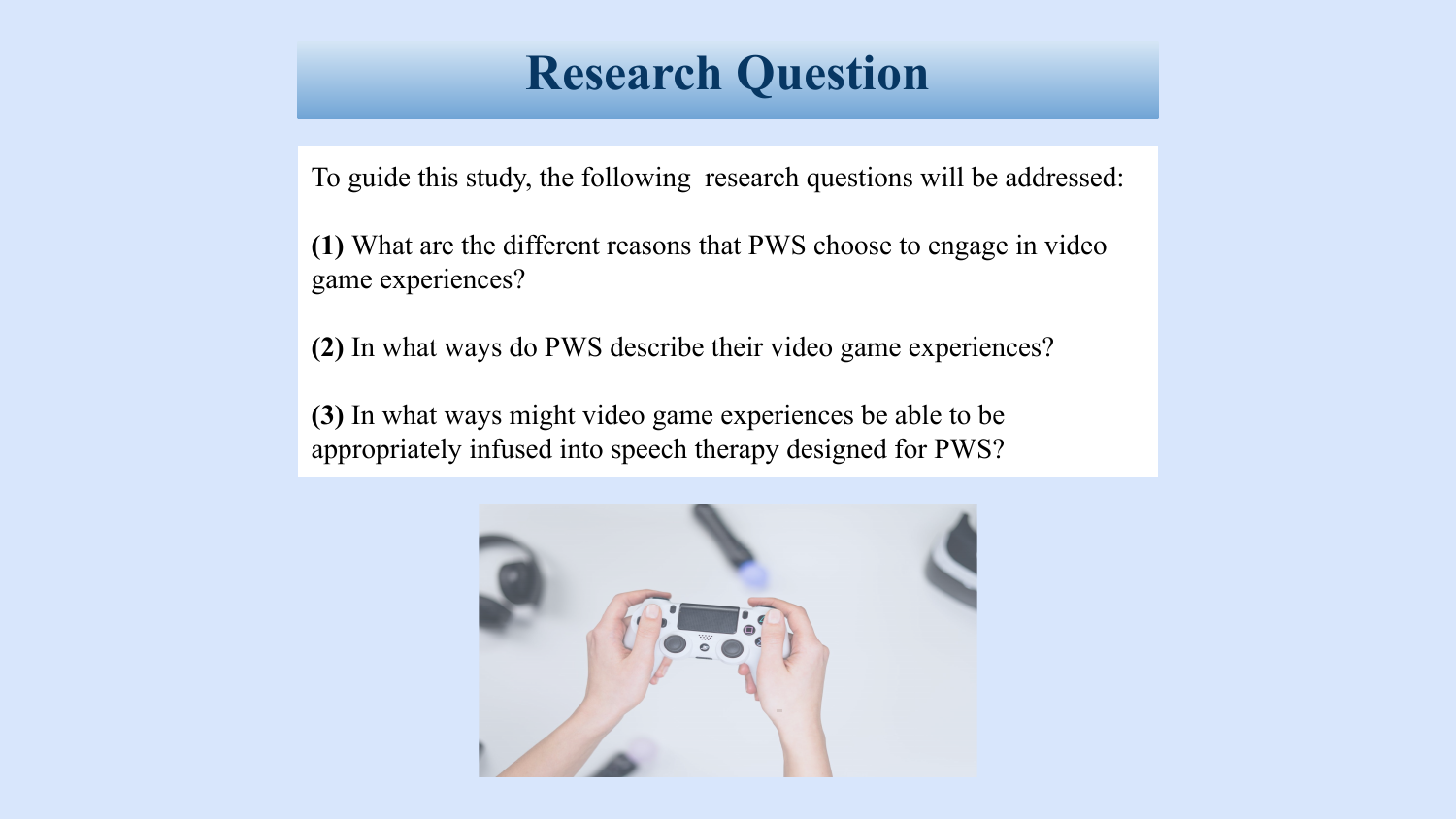# Research Question

To guide this study, the following research questions will be addressed:

**(1)** What are the different reasons that PWS choose to engage in video game experiences?

**(2)** In what ways do PWS describe their video game experiences?

**(3)** In what ways might video game experiences be able to be appropriately infused into speech therapy designed for PWS?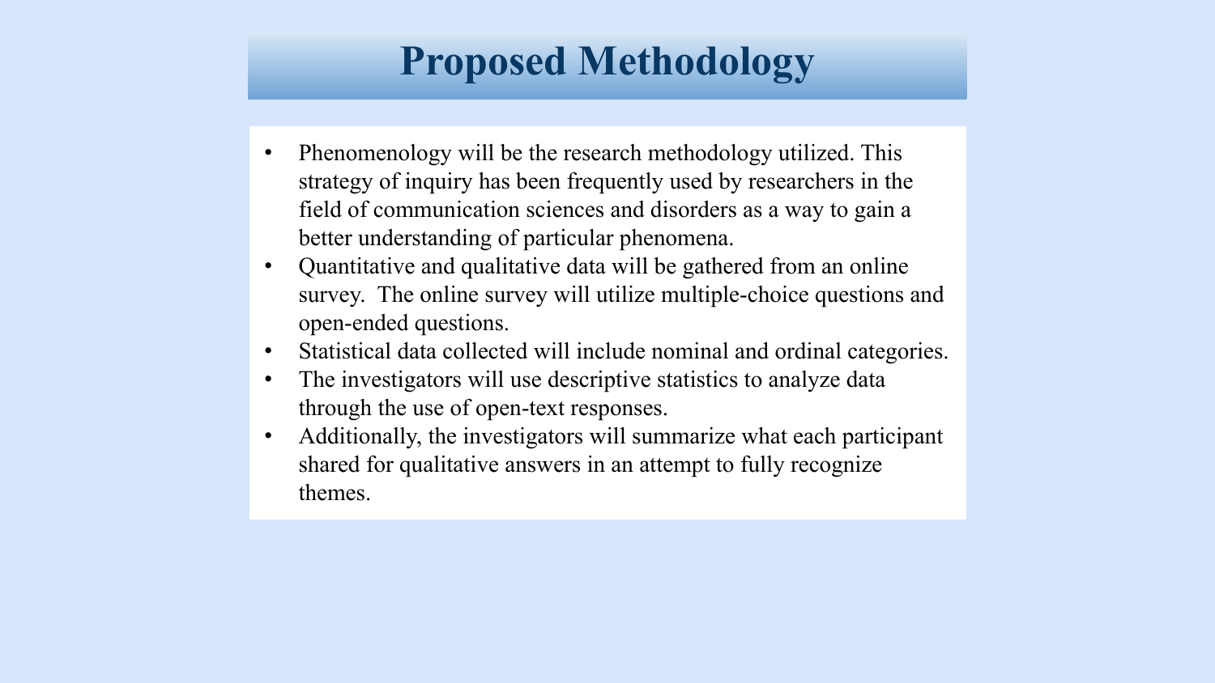# Proposed Methodology

- Phenomenology will be the research methodology utilized. This strategy of inquiry has been frequently used by researchers in the field of communication sciences and disorders as a way to gain a better understanding of particular phenomena.
- Quantitative and qualitative data will be gathered from an online survey. The online survey will utilize multiple-choice questions and open-ended questions.
- Statistical data collected will include nominal and ordinal categories.
- The investigators will use descriptive statistics to analyze data through the use of open-text responses.
- Additionally, the investigators will summarize what each participant shared for qualitative answers in an attempt to fully recognize themes.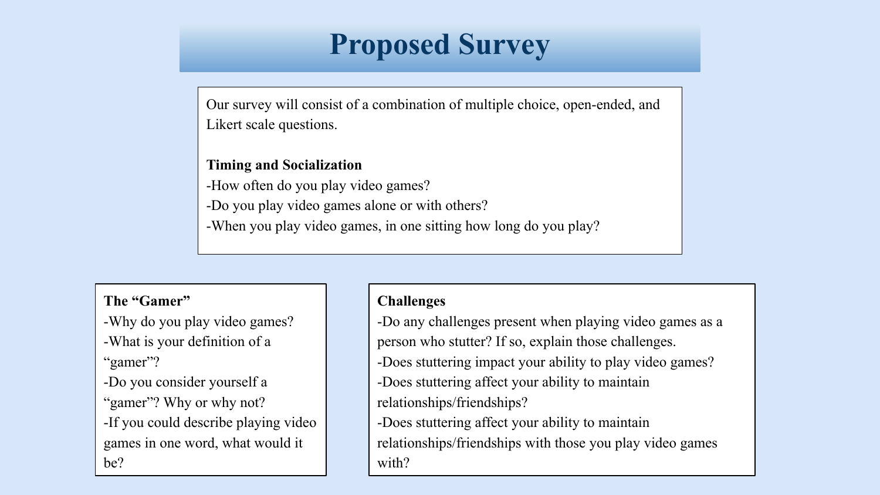# Proposed Survey

Our survey will consist of a combination of multiple choice, open-ended, and Likert scale questions.

**Timing and Socialization**

-How often do you play video games?
-Do you play video games alone or with others?
-When you play video games, in one sitting how long do you play?

**The "Gamer"**

-Why do you play video games?
-What is your definition of a "gamer"?
-Do you consider yourself a "gamer"? Why or why not?
-If you could describe playing video games in one word, what would it be?

**Challenges**

-Do any challenges present when playing video games as a person who stutter? If so, explain those challenges.
-Does stuttering impact your ability to play video games?
-Does stuttering affect your ability to maintain relationships/friendships?
-Does stuttering affect your ability to maintain relationships/friendships with those you play video games with?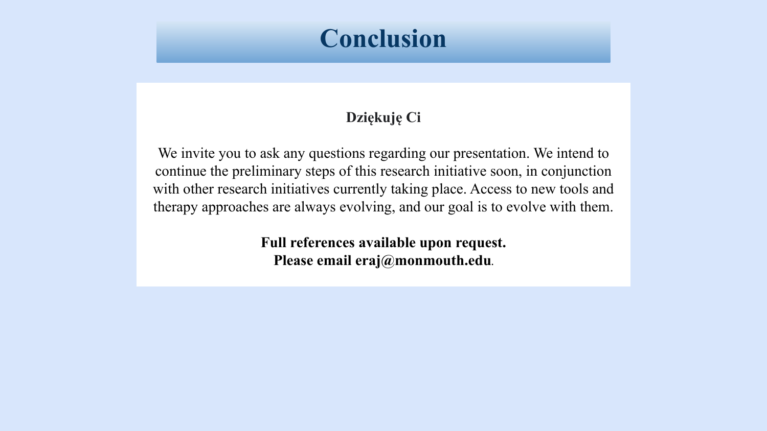# Conclusion

**Dziękuję Ci**

We invite you to ask any questions regarding our presentation. We intend to continue the preliminary steps of this research initiative soon, in conjunction with other research initiatives currently taking place. Access to new tools and therapy approaches are always evolving, and our goal is to evolve with them.

**Full references available upon request.**
**Please email eraj@monmouth.edu**.